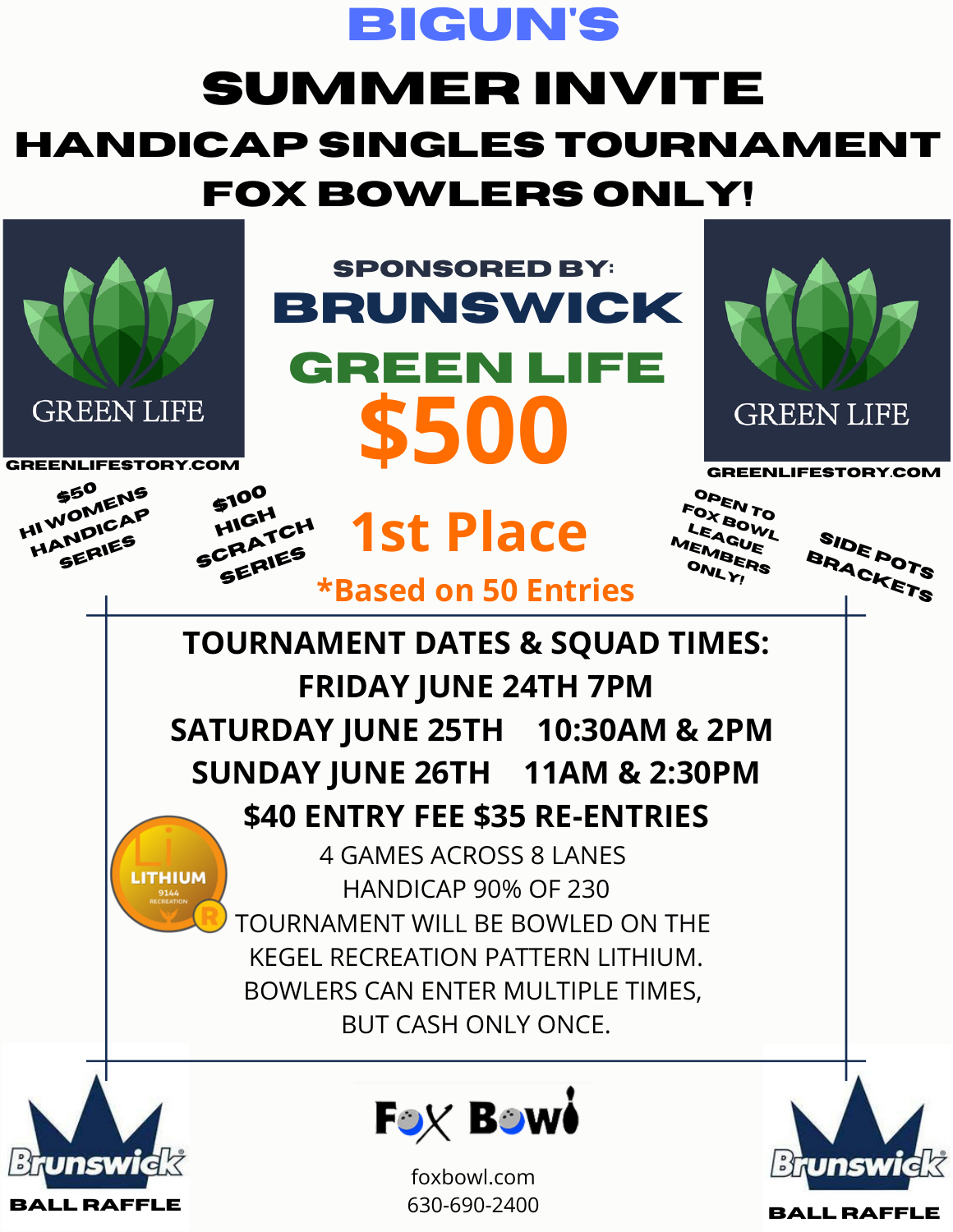# BIGUN'S

# SUMMER INVITE

## HANDICAP SINGLES TOURNAMENT

## FOX BOWLERS ONLY!

GREEN LIFE

GREENLIFESTORY.COM

**SPONSORED BY:**

# BRUNSWICK

# GREEN LIFE

# $500

GREEN LIFE

GREENLIFESTORY.COM

$50 HI WOMENS HANDICAP SERIES

$100 HIGH SCRATCH SERIES

## 1st Place

**\*Based on 50 Entries**

OPEN TO FOX BOWL LEAGUE MEMBERS ONLY!

SIDE POTS BRACKETS

**TOURNAMENT DATES & SQUAD TIMES:**

**FRIDAY JUNE 24TH 7PM**

**SATURDAY JUNE 25TH 10:30AM & 2PM**

**SUNDAY JUNE 26TH 11AM & 2:30PM**

**$40 ENTRY FEE $35 RE-ENTRIES**

LITHIUM 9144 RECREATION

4 GAMES ACROSS 8 LANES

HANDICAP 90% OF 230

TOURNAMENT WILL BE BOWLED ON THE KEGEL RECREATION PATTERN LITHIUM.

BOWLERS CAN ENTER MULTIPLE TIMES, BUT CASH ONLY ONCE.

Brunswick

BALL RAFFLE

Fox Bowl

foxbowl.com

630-690-2400

Brunswick

BALL RAFFLE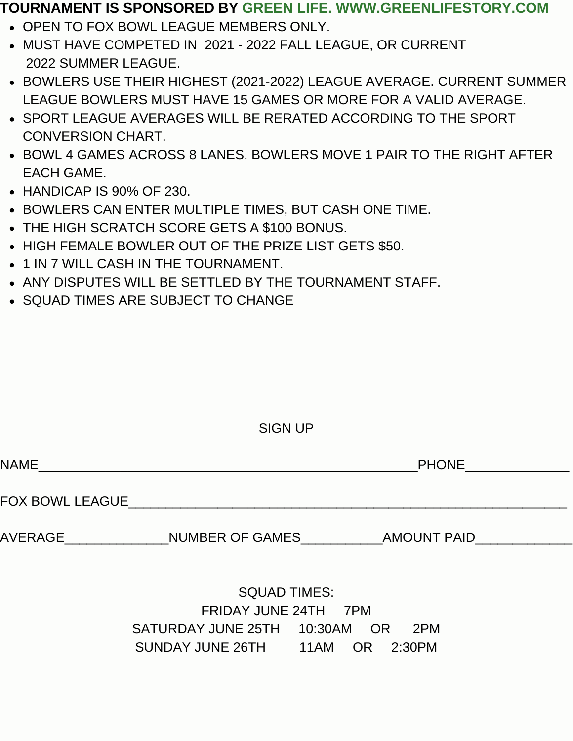**TOURNAMENT IS SPONSORED BY GREEN LIFE. WWW.GREENLIFESTORY.COM**

- OPEN TO FOX BOWL LEAGUE MEMBERS ONLY.
- MUST HAVE COMPETED IN 2021 - 2022 FALL LEAGUE, OR CURRENT 2022 SUMMER LEAGUE.
- BOWLERS USE THEIR HIGHEST (2021-2022) LEAGUE AVERAGE. CURRENT SUMMER LEAGUE BOWLERS MUST HAVE 15 GAMES OR MORE FOR A VALID AVERAGE.
- SPORT LEAGUE AVERAGES WILL BE RERATED ACCORDING TO THE SPORT CONVERSION CHART.
- BOWL 4 GAMES ACROSS 8 LANES. BOWLERS MOVE 1 PAIR TO THE RIGHT AFTER EACH GAME.
- HANDICAP IS 90% OF 230.
- BOWLERS CAN ENTER MULTIPLE TIMES, BUT CASH ONE TIME.
- THE HIGH SCRATCH SCORE GETS A $100 BONUS.
- HIGH FEMALE BOWLER OUT OF THE PRIZE LIST GETS $50.
- 1 IN 7 WILL CASH IN THE TOURNAMENT.
- ANY DISPUTES WILL BE SETTLED BY THE TOURNAMENT STAFF.
- SQUAD TIMES ARE SUBJECT TO CHANGE

SIGN UP

NAME_______________________________________________PHONE_____________

FOX BOWL LEAGUE____________________________________________________

AVERAGE_____________NUMBER OF GAMES__________AMOUNT PAID____________

SQUAD TIMES:

FRIDAY JUNE 24TH 7PM

SATURDAY JUNE 25TH 10:30AM OR 2PM

SUNDAY JUNE 26TH 11AM OR 2:30PM